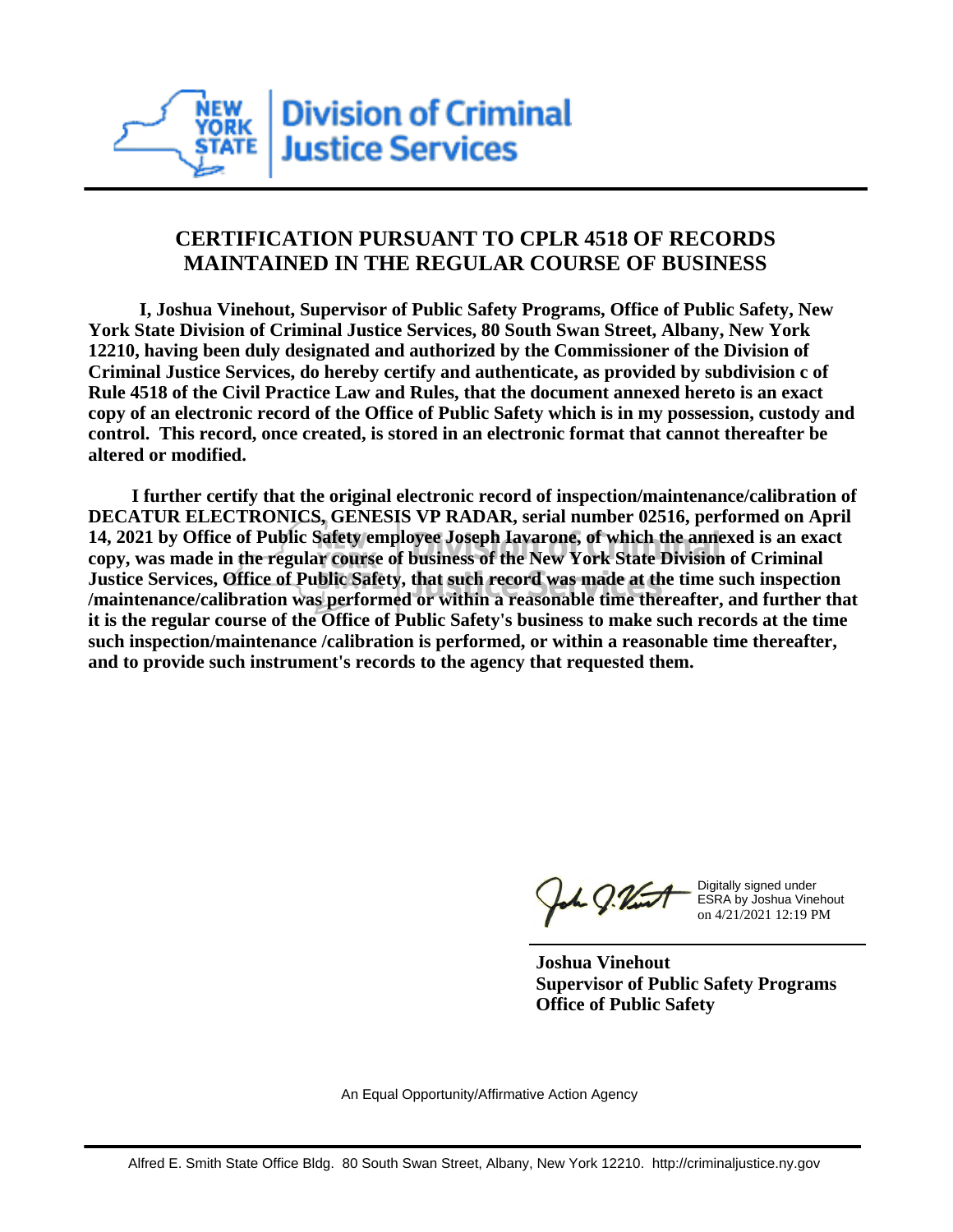**Division of Criminal Justice Services**

## CERTIFICATION PURSUANT TO CPLR 4518 OF RECORDS MAINTAINED IN THE REGULAR COURSE OF BUSINESS

**I, Joshua Vinehout, Supervisor of Public Safety Programs, Office of Public Safety, New York State Division of Criminal Justice Services, 80 South Swan Street, Albany, New York 12210, having been duly designated and authorized by the Commissioner of the Division of Criminal Justice Services, do hereby certify and authenticate, as provided by subdivision c of Rule 4518 of the Civil Practice Law and Rules, that the document annexed hereto is an exact copy of an electronic record of the Office of Public Safety which is in my possession, custody and control. This record, once created, is stored in an electronic format that cannot thereafter be altered or modified.**

**I further certify that the original electronic record of inspection/maintenance/calibration of DECATUR ELECTRONICS, GENESIS VP RADAR, serial number 02516, performed on April 14, 2021 by Office of Public Safety employee Joseph Iavarone, of which the annexed is an exact copy, was made in the regular course of business of the New York State Division of Criminal Justice Services, Office of Public Safety, that such record was made at the time such inspection /maintenance/calibration was performed or within a reasonable time thereafter, and further that it is the regular course of the Office of Public Safety's business to make such records at the time such inspection/maintenance /calibration is performed, or within a reasonable time thereafter, and to provide such instrument's records to the agency that requested them.**

Digitally signed under ESRA by Joshua Vinehout on 4/21/2021 12:19 PM

**Joshua Vinehout**
**Supervisor of Public Safety Programs**
**Office of Public Safety**

An Equal Opportunity/Affirmative Action Agency

Alfred E. Smith State Office Bldg. 80 South Swan Street, Albany, New York 12210. http://criminaljustice.ny.gov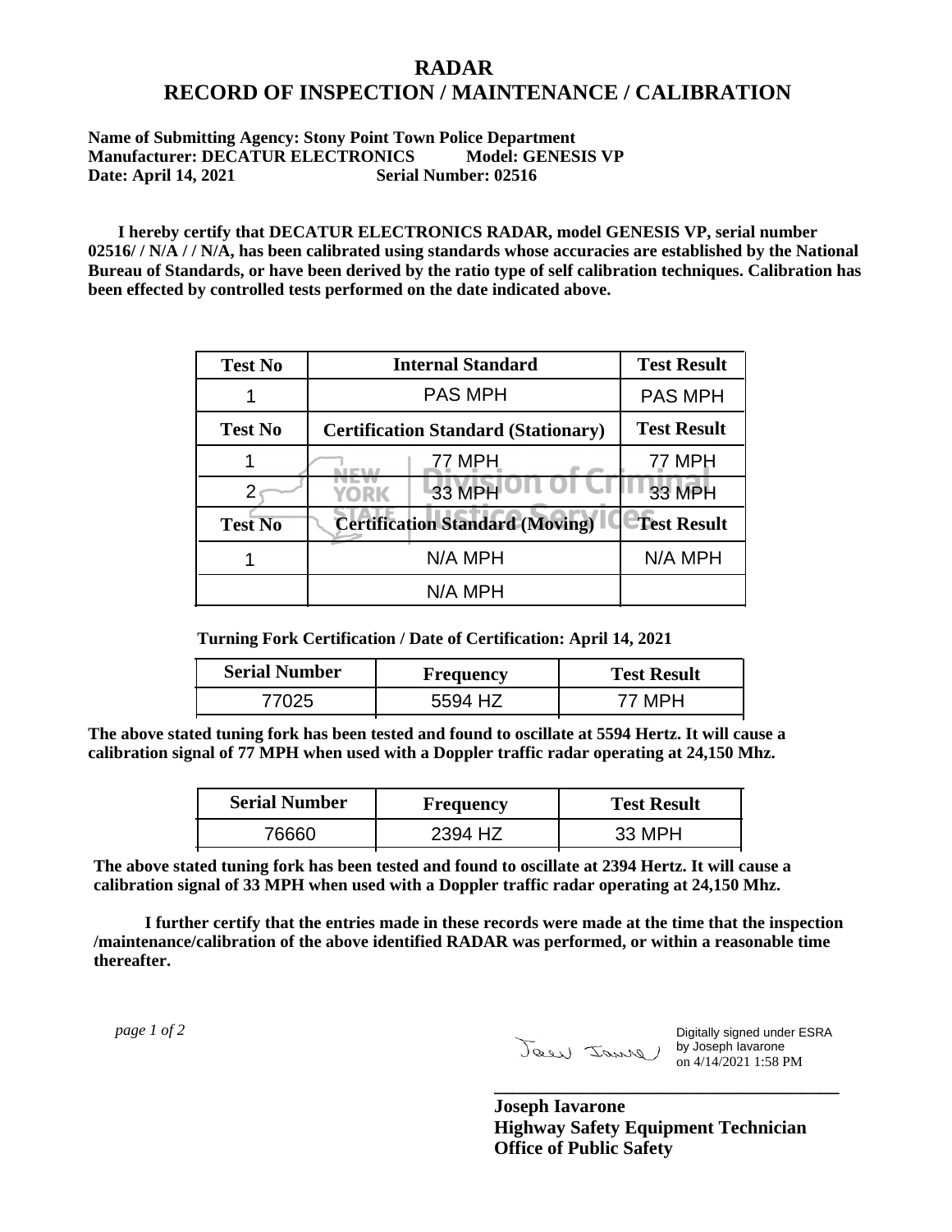# RADAR
# RECORD OF INSPECTION / MAINTENANCE / CALIBRATION

**Name of Submitting Agency: Stony Point Town Police Department**
**Manufacturer: DECATUR ELECTRONICS Model: GENESIS VP**
**Date: April 14, 2021 Serial Number: 02516**

**I hereby certify that DECATUR ELECTRONICS RADAR, model GENESIS VP, serial number 02516/ / N/A / / N/A, has been calibrated using standards whose accuracies are established by the National Bureau of Standards, or have been derived by the ratio type of self calibration techniques. Calibration has been effected by controlled tests performed on the date indicated above.**

| Test No | Internal Standard | Test Result |
|---|---|---|
| 1 | PAS MPH | PAS MPH |
| **Test No** | **Certification Standard (Stationary)** | **Test Result** |
| 1 | 77 MPH | 77 MPH |
| 2 | 33 MPH | 33 MPH |
| **Test No** | **Certification Standard (Moving)** | **Test Result** |
| 1 | N/A MPH | N/A MPH |
| | N/A MPH | |

**Turning Fork Certification / Date of Certification: April 14, 2021**

| Serial Number | Frequency | Test Result |
|---|---|---|
| 77025 | 5594 HZ | 77 MPH |

**The above stated tuning fork has been tested and found to oscillate at 5594 Hertz. It will cause a calibration signal of 77 MPH when used with a Doppler traffic radar operating at 24,150 Mhz.**

| Serial Number | Frequency | Test Result |
|---|---|---|
| 76660 | 2394 HZ | 33 MPH |

**The above stated tuning fork has been tested and found to oscillate at 2394 Hertz. It will cause a calibration signal of 33 MPH when used with a Doppler traffic radar operating at 24,150 Mhz.**

**I further certify that the entries made in these records were made at the time that the inspection /maintenance/calibration of the above identified RADAR was performed, or within a reasonable time thereafter.**

*page 1 of 2*

Digitally signed under ESRA by Joseph Iavarone on 4/14/2021 1:58 PM

**Joseph Iavarone**
**Highway Safety Equipment Technician**
**Office of Public Safety**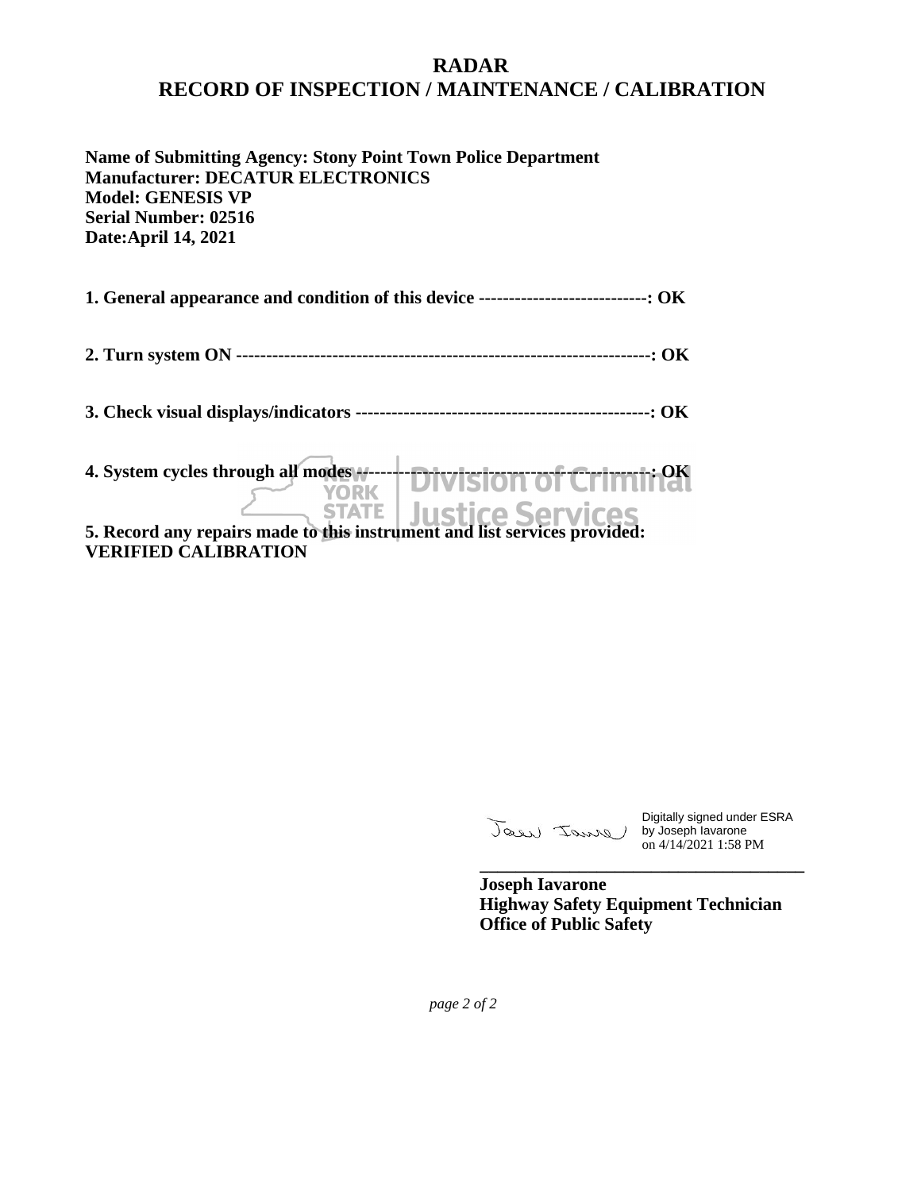# RADAR
# RECORD OF INSPECTION / MAINTENANCE / CALIBRATION

**Name of Submitting Agency: Stony Point Town Police Department**
**Manufacturer: DECATUR ELECTRONICS**
**Model: GENESIS VP**
**Serial Number: 02516**
**Date:April 14, 2021**

**1. General appearance and condition of this device ----------------------------: OK**

**2. Turn system ON -------------------------------------------------------------------: OK**

**3. Check visual displays/indicators -------------------------------------------------: OK**

**4. System cycles through all modes ---------------------------------------------: OK**

**5. Record any repairs made to this instrument and list services provided:**
**VERIFIED CALIBRATION**

Digitally signed under ESRA by Joseph Iavarone on 4/14/2021 1:58 PM

**Joseph Iavarone**
**Highway Safety Equipment Technician**
**Office of Public Safety**